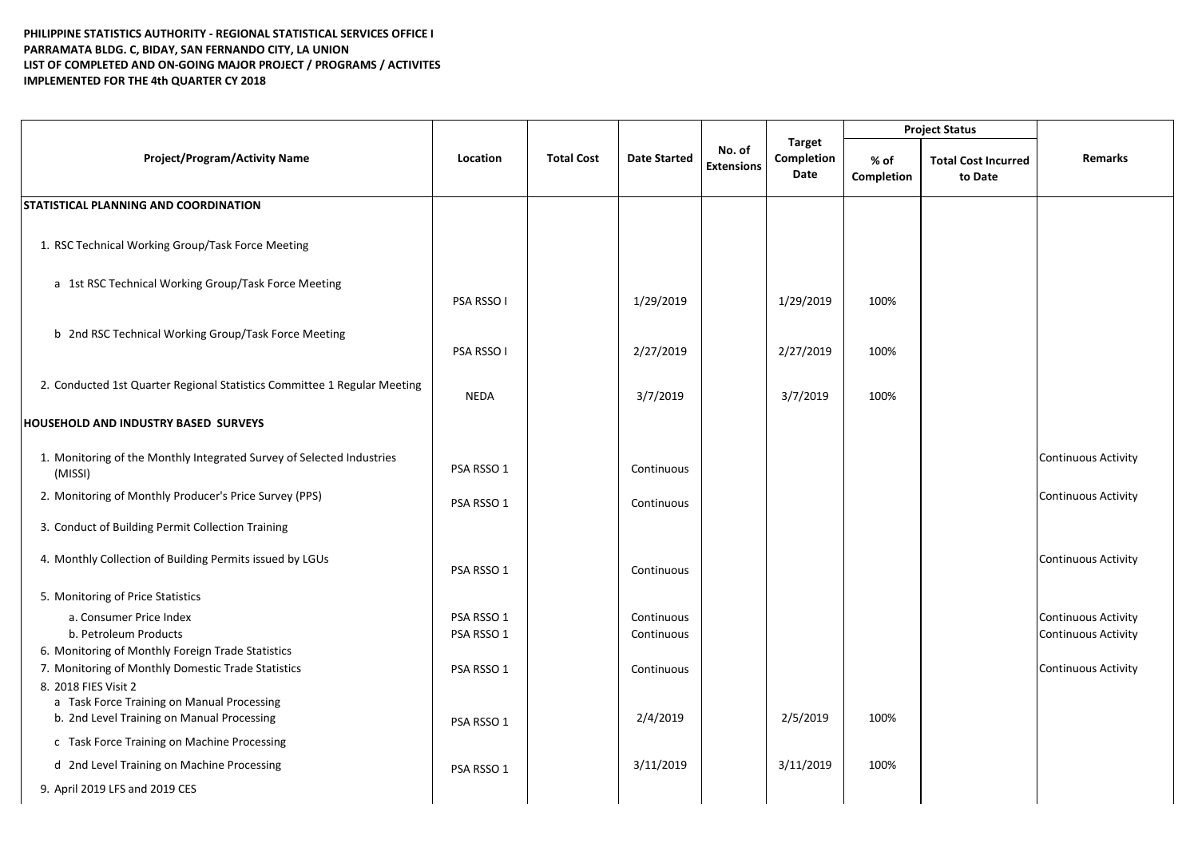**PHILIPPINE STATISTICS AUTHORITY - REGIONAL STATISTICAL SERVICES OFFICE I**
**PARRAMATA BLDG. C, BIDAY, SAN FERNANDO CITY, LA UNION**
**LIST OF COMPLETED AND ON-GOING MAJOR PROJECT / PROGRAMS / ACTIVITES**
**IMPLEMENTED FOR THE 4th QUARTER CY 2018**

| Project/Program/Activity Name | Location | Total Cost | Date Started | No. of Extensions | Target Completion Date | Project Status | | Remarks |
|---|---|---|---|---|---|---|---|---|
| | | | | | | % of Completion | Total Cost Incurred to Date | |
| **STATISTICAL PLANNING AND COORDINATION** | | | | | | | | |
| 1. RSC Technical Working Group/Task Force Meeting | | | | | | | | |
| a 1st RSC Technical Working Group/Task Force Meeting | PSA RSSO I | | 1/29/2019 | | 1/29/2019 | 100% | | |
| b 2nd RSC Technical Working Group/Task Force Meeting | PSA RSSO I | | 2/27/2019 | | 2/27/2019 | 100% | | |
| 2. Conducted 1st Quarter Regional Statistics Committee 1 Regular Meeting | NEDA | | 3/7/2019 | | 3/7/2019 | 100% | | |
| **HOUSEHOLD AND INDUSTRY BASED SURVEYS** | | | | | | | | |
| 1. Monitoring of the Monthly Integrated Survey of Selected Industries (MISSI) | PSA RSSO 1 | | Continuous | | | | | Continuous Activity |
| 2. Monitoring of Monthly Producer's Price Survey (PPS) | PSA RSSO 1 | | Continuous | | | | | Continuous Activity |
| 3. Conduct of Building Permit Collection Training | | | | | | | | |
| 4. Monthly Collection of Building Permits issued by LGUs | PSA RSSO 1 | | Continuous | | | | | Continuous Activity |
| 5. Monitoring of Price Statistics | | | | | | | | |
| a. Consumer Price Index | PSA RSSO 1 | | Continuous | | | | | Continuous Activity |
| b. Petroleum Products | PSA RSSO 1 | | Continuous | | | | | Continuous Activity |
| 6. Monitoring of Monthly Foreign Trade Statistics | | | | | | | | |
| 7. Monitoring of Monthly Domestic Trade Statistics | PSA RSSO 1 | | Continuous | | | | | Continuous Activity |
| 8. 2018 FIES Visit 2 | | | | | | | | |
| a Task Force Training on Manual Processing | | | | | | | | |
| b. 2nd Level Training on Manual Processing | PSA RSSO 1 | | 2/4/2019 | | 2/5/2019 | 100% | | |
| c Task Force Training on Machine Processing | | | | | | | | |
| d 2nd Level Training on Machine Processing | PSA RSSO 1 | | 3/11/2019 | | 3/11/2019 | 100% | | |
| 9. April 2019 LFS and 2019 CES | | | | | | | | |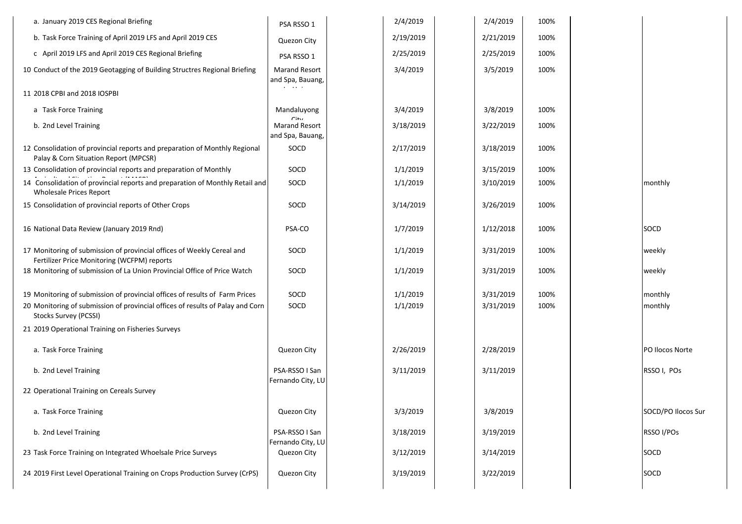| | | | | | | | |
|---|---|---|---|---|---|---|---|
| a. January 2019 CES Regional Briefing | PSA RSSO 1 | | 2/4/2019 | 2/4/2019 | 100% | | |
| b. Task Force Training of April 2019 LFS and April 2019 CES | Quezon City | | 2/19/2019 | 2/21/2019 | 100% | | |
| c April 2019 LFS and April 2019 CES Regional Briefing | PSA RSSO 1 | | 2/25/2019 | 2/25/2019 | 100% | | |
| 10 Conduct of the 2019 Geotagging of Building Structres Regional Briefing | Marand Resort and Spa, Bauang, La Union | | 3/4/2019 | 3/5/2019 | 100% | | |
| 11 2018 CPBI and 2018 IOSPBI | | | | | | | |
| a Task Force Training | Mandaluyong City | | 3/4/2019 | 3/8/2019 | 100% | | |
| b. 2nd Level Training | Marand Resort and Spa, Bauang, | | 3/18/2019 | 3/22/2019 | 100% | | |
| 12 Consolidation of provincial reports and preparation of Monthly Regional Palay & Corn Situation Report (MPCSR) | SOCD | | 2/17/2019 | 3/18/2019 | 100% | | |
| 13 Consolidation of provincial reports and preparation of Monthly Agricultural Situation Report (MASR) | SOCD | | 1/1/2019 | 3/15/2019 | 100% | | |
| 14 Consolidation of provincial reports and preparation of Monthly Retail and Wholesale Prices Report | SOCD | | 1/1/2019 | 3/10/2019 | 100% | | monthly |
| 15 Consolidation of provincial reports of Other Crops | SOCD | | 3/14/2019 | 3/26/2019 | 100% | | |
| 16 National Data Review (January 2019 Rnd) | PSA-CO | | 1/7/2019 | 1/12/2018 | 100% | | SOCD |
| 17 Monitoring of submission of provincial offices of Weekly Cereal and Fertilizer Price Monitoring (WCFPM) reports | SOCD | | 1/1/2019 | 3/31/2019 | 100% | | weekly |
| 18 Monitoring of submission of La Union Provincial Office of Price Watch | SOCD | | 1/1/2019 | 3/31/2019 | 100% | | weekly |
| 19 Monitoring of submission of provincial offices of results of Farm Prices | SOCD | | 1/1/2019 | 3/31/2019 | 100% | | monthly |
| 20 Monitoring of submission of provincial offices of results of Palay and Corn Stocks Survey (PCSSI) | SOCD | | 1/1/2019 | 3/31/2019 | 100% | | monthly |
| 21 2019 Operational Training on Fisheries Surveys | | | | | | | |
| a. Task Force Training | Quezon City | | 2/26/2019 | 2/28/2019 | | | PO Ilocos Norte |
| b. 2nd Level Training | PSA-RSSO I San Fernando City, LU | | 3/11/2019 | 3/11/2019 | | | RSSO I, POs |
| 22 Operational Training on Cereals Survey | | | | | | | |
| a. Task Force Training | Quezon City | | 3/3/2019 | 3/8/2019 | | | SOCD/PO Ilocos Sur |
| b. 2nd Level Training | PSA-RSSO I San Fernando City, LU | | 3/18/2019 | 3/19/2019 | | | RSSO I/POs |
| 23 Task Force Training on Integrated Whoelsale Price Surveys | Quezon City | | 3/12/2019 | 3/14/2019 | | | SOCD |
| 24 2019 First Level Operational Training on Crops Production Survey (CrPS) | Quezon City | | 3/19/2019 | 3/22/2019 | | | SOCD |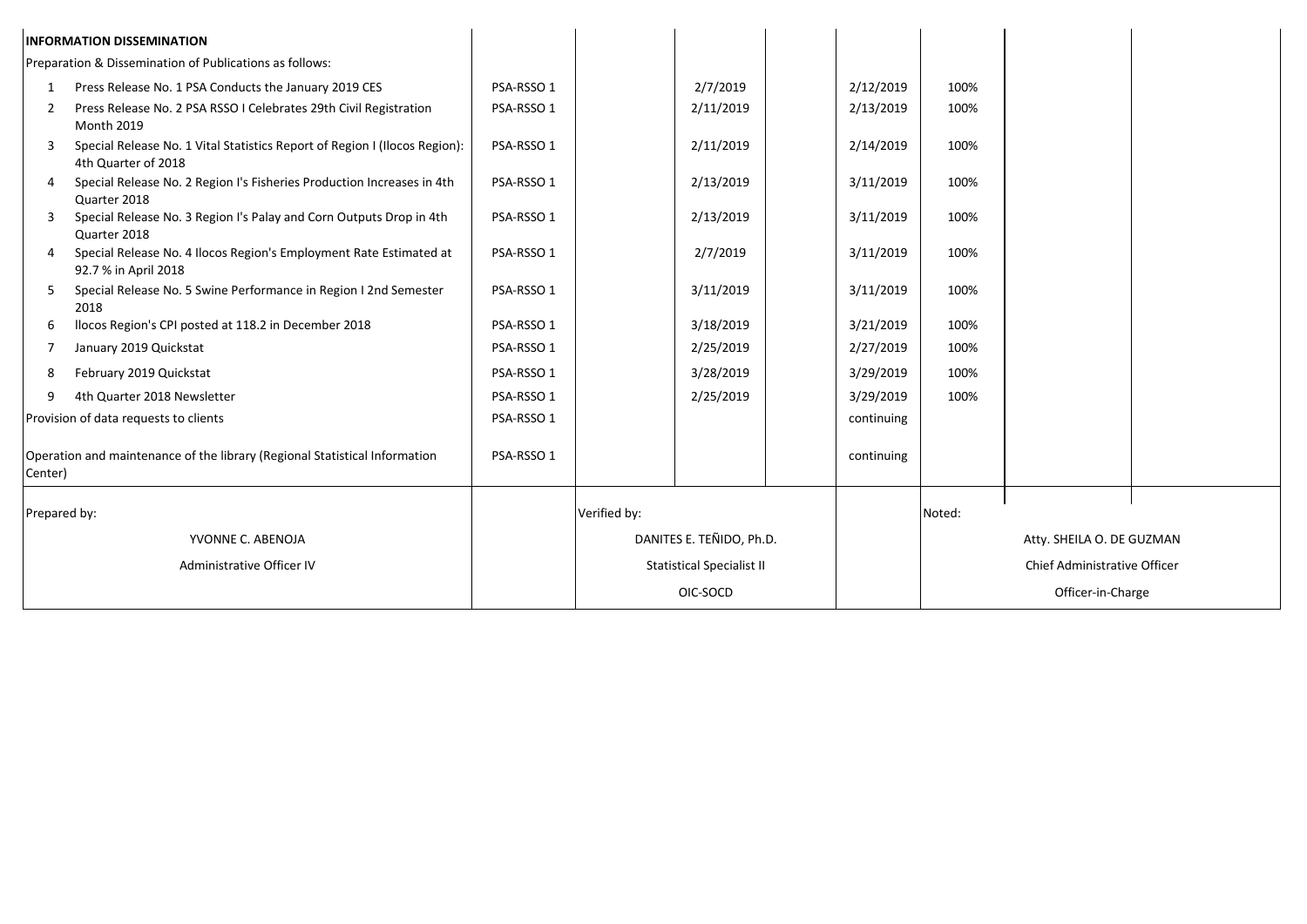| | | | | | | | | | |
|---|---|---|---|---|---|---|---|---|---|
| **INFORMATION DISSEMINATION** | | | | | | | | | |
| Preparation & Dissemination of Publications as follows: | | | | | | | | | |
| 1 | Press Release No. 1 PSA Conducts the January 2019 CES | PSA-RSSO 1 | | 2/7/2019 | | 2/12/2019 | 100% | | |
| 2 | Press Release No. 2 PSA RSSO I Celebrates 29th Civil Registration Month 2019 | PSA-RSSO 1 | | 2/11/2019 | | 2/13/2019 | 100% | | |
| 3 | Special Release No. 1 Vital Statistics Report of Region I (Ilocos Region): 4th Quarter of 2018 | PSA-RSSO 1 | | 2/11/2019 | | 2/14/2019 | 100% | | |
| 4 | Special Release No. 2 Region I's Fisheries Production Increases in 4th Quarter 2018 | PSA-RSSO 1 | | 2/13/2019 | | 3/11/2019 | 100% | | |
| 3 | Special Release No. 3 Region I's Palay and Corn Outputs Drop in 4th Quarter 2018 | PSA-RSSO 1 | | 2/13/2019 | | 3/11/2019 | 100% | | |
| 4 | Special Release No. 4 Ilocos Region's Employment Rate Estimated at 92.7 % in April 2018 | PSA-RSSO 1 | | 2/7/2019 | | 3/11/2019 | 100% | | |
| 5 | Special Release No. 5 Swine Performance in Region I 2nd Semester 2018 | PSA-RSSO 1 | | 3/11/2019 | | 3/11/2019 | 100% | | |
| 6 | llocos Region's CPI posted at 118.2 in December 2018 | PSA-RSSO 1 | | 3/18/2019 | | 3/21/2019 | 100% | | |
| 7 | January 2019 Quickstat | PSA-RSSO 1 | | 2/25/2019 | | 2/27/2019 | 100% | | |
| 8 | February 2019 Quickstat | PSA-RSSO 1 | | 3/28/2019 | | 3/29/2019 | 100% | | |
| 9 | 4th Quarter 2018 Newsletter | PSA-RSSO 1 | | 2/25/2019 | | 3/29/2019 | 100% | | |
| Provision of data requests to clients | | PSA-RSSO 1 | | | | continuing | | | |
| Operation and maintenance of the library (Regional Statistical Information Center) | | PSA-RSSO 1 | | | | continuing | | | |

| | | |
|---|---|---|
| Prepared by: | Verified by: | Noted: |
| YVONNE C. ABENOJA | DANITES E. TEÑIDO, Ph.D. | Atty. SHEILA O. DE GUZMAN |
| Administrative Officer IV | Statistical Specialist II | Chief Administrative Officer |
| | OIC-SOCD | Officer-in-Charge |